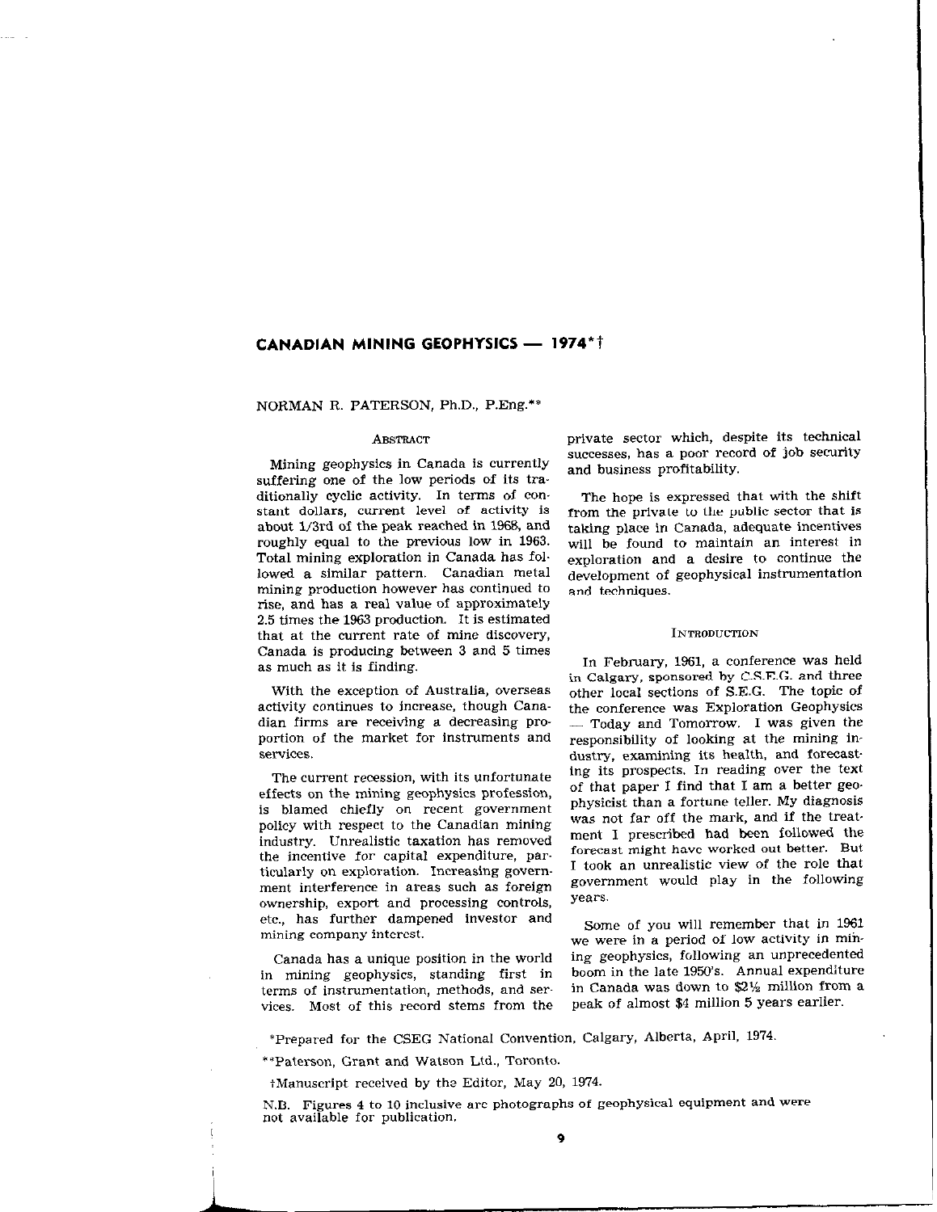# CANADIAN MINING GEOPHYSICS — 1974*†

NORMAN R. PATERSON, Ph.D., P.Eng.**

## Abstract

Mining geophysics in Canada is currently suffering one of the low periods of its traditionally cyclic activity. In terms of constant dollars, current level of activity is about 1/3rd of the peak reached in 1968, and roughly equal to the previous low in 1963. Total mining exploration in Canada has followed a similar pattern. Canadian metal mining production however has continued to rise, and has a real value of approximately 2.5 times the 1963 production. It is estimated that at the current rate of mine discovery, Canada is producing between 3 and 5 times as much as it is finding.

With the exception of Australia, overseas activity continues to increase, though Canadian firms are receiving a decreasing proportion of the market for instruments and services.

The current recession, with its unfortunate effects on the mining geophysics profession, is blamed chiefly on recent government policy with respect to the Canadian mining industry. Unrealistic taxation has removed the incentive for capital expenditure, particularly on exploration. Increasing government interference in areas such as foreign ownership, export and processing controls, etc., has further dampened investor and mining company interest.

Canada has a unique position in the world in mining geophysics, standing first in terms of instrumentation, methods, and services. Most of this record stems from the private sector which, despite its technical successes, has a poor record of job security and business profitability.

The hope is expressed that with the shift from the private to the public sector that is taking place in Canada, adequate incentives will be found to maintain an interest in exploration and a desire to continue the development of geophysical instrumentation and techniques.

## Introduction

In February, 1961, a conference was held in Calgary, sponsored by C.S.E.G. and three other local sections of S.E.G. The topic of the conference was Exploration Geophysics — Today and Tomorrow. I was given the responsibility of looking at the mining industry, examining its health, and forecasting its prospects. In reading over the text of that paper I find that I am a better geophysicist than a fortune teller. My diagnosis was not far off the mark, and if the treatment I prescribed had been followed the forecast might have worked out better. But I took an unrealistic view of the role that government would play in the following years.

Some of you will remember that in 1961 we were in a period of low activity in mining geophysics, following an unprecedented boom in the late 1950's. Annual expenditure in Canada was down to $2½ million from a peak of almost $4 million 5 years earlier.

*Prepared for the CSEG National Convention, Calgary, Alberta, April, 1974.

**Paterson, Grant and Watson Ltd., Toronto.

†Manuscript received by the Editor, May 20, 1974.

N.B. Figures 4 to 10 inclusive are photographs of geophysical equipment and were not available for publication.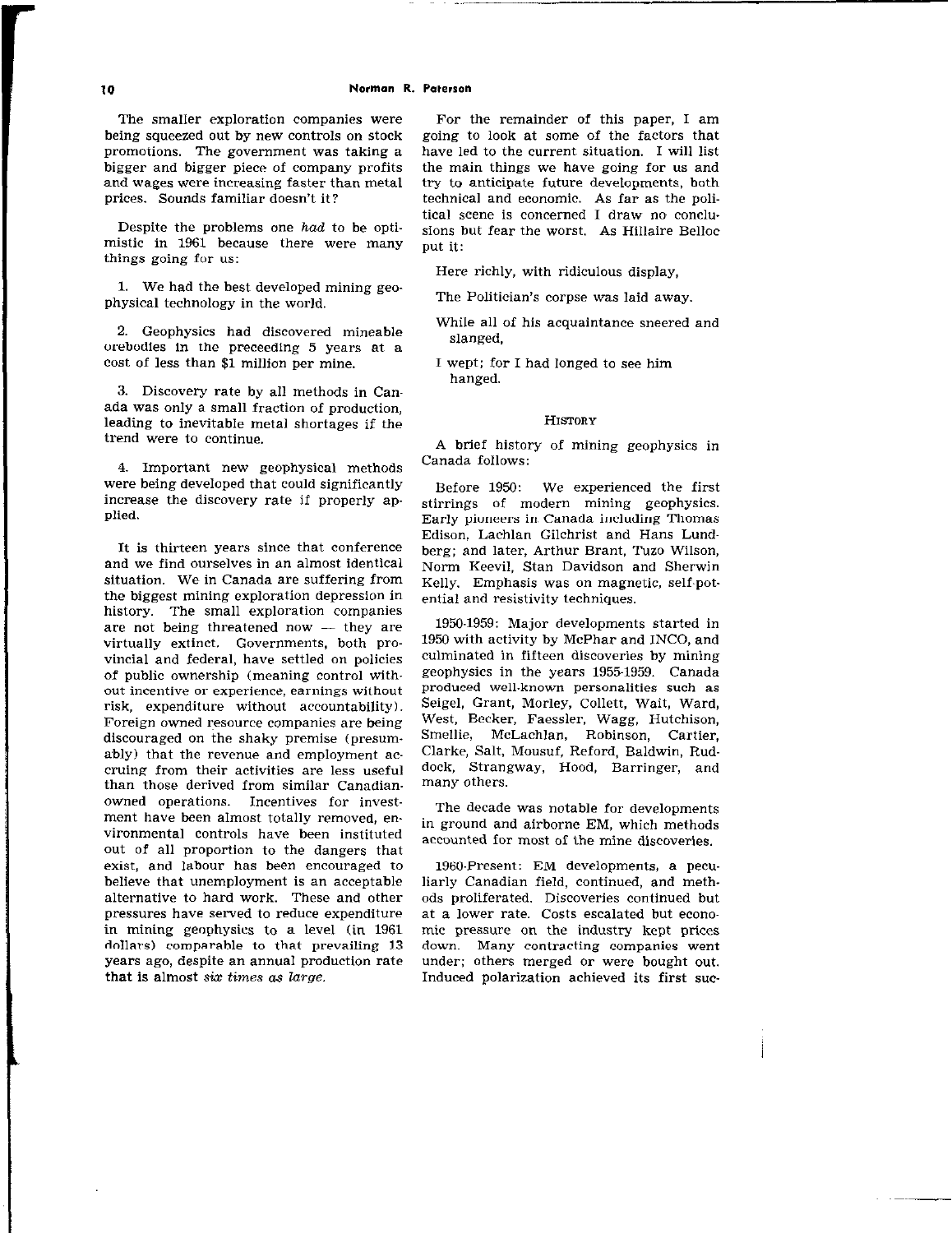The smaller exploration companies were being squeezed out by new controls on stock promotions. The government was taking a bigger and bigger piece of company profits and wages were increasing faster than metal prices. Sounds familiar doesn't it?

Despite the problems one *had* to be optimistic in 1961 because there were many things going for us:

1. We had the best developed mining geophysical technology in the world.

2. Geophysics had discovered mineable orebodies in the preceeding 5 years at a cost of less than $1 million per mine.

3. Discovery rate by all methods in Canada was only a small fraction of production, leading to inevitable metal shortages if the trend were to continue.

4. Important new geophysical methods were being developed that could significantly increase the discovery rate if properly applied.

It is thirteen years since that conference and we find ourselves in an almost identical situation. We in Canada are suffering from the biggest mining exploration depression in history. The small exploration companies are not being threatened now — they are virtually extinct. Governments, both provincial and federal, have settled on policies of public ownership (meaning control without incentive or experience, earnings without risk, expenditure without accountability). Foreign owned resource companies are being discouraged on the shaky premise (presumably) that the revenue and employment accruing from their activities are less useful than those derived from similar Canadian-owned operations. Incentives for investment have been almost totally removed, environmental controls have been instituted out of all proportion to the dangers that exist, and labour has been encouraged to believe that unemployment is an acceptable alternative to hard work. These and other pressures have served to reduce expenditure in mining geophysics to a level (in 1961 dollars) comparable to that prevailing 13 years ago, despite an annual production rate that is almost *six times as large.*

For the remainder of this paper, I am going to look at some of the factors that have led to the current situation. I will list the main things we have going for us and try to anticipate future developments, both technical and economic. As far as the political scene is concerned I draw no conclusions but fear the worst. As Hillaire Belloc put it:

> Here richly, with ridiculous display,
>
> The Politician's corpse was laid away.
>
> While all of his acquaintance sneered and slanged,
>
> I wept; for I had longed to see him hanged.

## History

A brief history of mining geophysics in Canada follows:

Before 1950: We experienced the first stirrings of modern mining geophysics. Early pioneers in Canada including Thomas Edison, Lachlan Gilchrist and Hans Lundberg; and later, Arthur Brant, Tuzo Wilson, Norm Keevil, Stan Davidson and Sherwin Kelly. Emphasis was on magnetic, self-potential and resistivity techniques.

1950-1959: Major developments started in 1950 with activity by McPhar and INCO, and culminated in fifteen discoveries by mining geophysics in the years 1955-1959. Canada produced well-known personalities such as Seigel, Grant, Morley, Collett, Wait, Ward, West, Becker, Faessler, Wagg, Hutchison, Smellie, McLachlan, Robinson, Cartier, Clarke, Salt, Mousuf, Reford, Baldwin, Ruddock, Strangway, Hood, Barringer, and many others.

The decade was notable for developments in ground and airborne EM, which methods accounted for most of the mine discoveries.

1960-Present: EM developments, a peculiarly Canadian field, continued, and methods proliferated. Discoveries continued but at a lower rate. Costs escalated but economic pressure on the industry kept prices down. Many contracting companies went under; others merged or were bought out. Induced polarization achieved its first suc-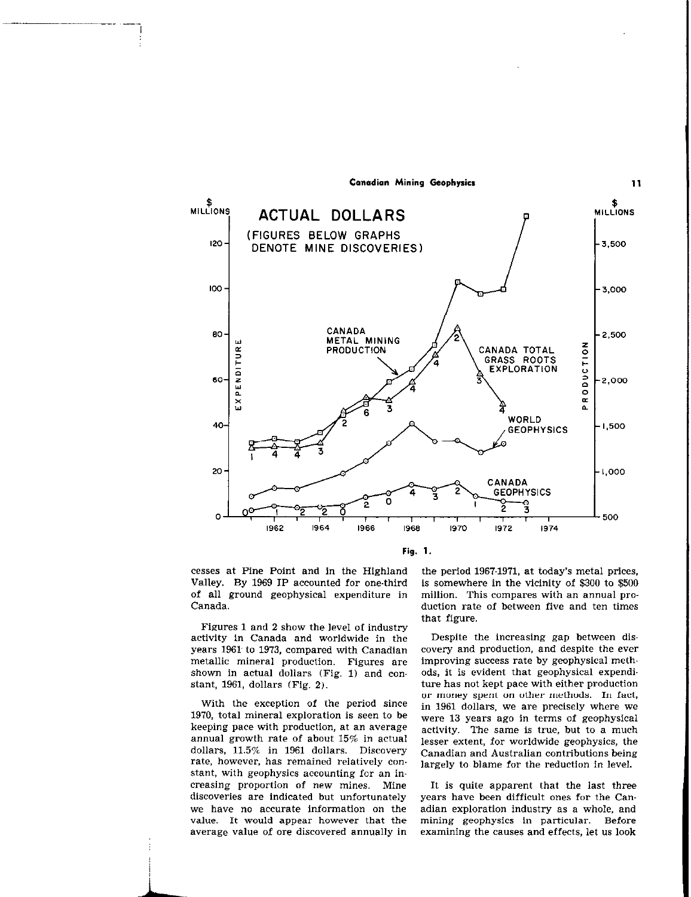Fig. 1.

cesses at Pine Point and in the Highland Valley. By 1969 IP accounted for one-third of all ground geophysical expenditure in Canada.

Figures 1 and 2 show the level of industry activity in Canada and worldwide in the years 1961 to 1973, compared with Canadian metallic mineral production. Figures are shown in actual dollars (Fig. 1) and constant, 1961, dollars (Fig. 2).

With the exception of the period since 1970, total mineral exploration is seen to be keeping pace with production, at an average annual growth rate of about 15% in actual dollars, 11.5% in 1961 dollars. Discovery rate, however, has remained relatively constant, with geophysics accounting for an increasing proportion of new mines. Mine discoveries are indicated but unfortunately we have no accurate information on the value. It would appear however that the average value of ore discovered annually in the period 1967-1971, at today's metal prices, is somewhere in the vicinity of \$300 to \$500 million. This compares with an annual production rate of between five and ten times that figure.

Despite the increasing gap between discovery and production, and despite the ever improving success rate by geophysical methods, it is evident that geophysical expenditure has not kept pace with either production or money spent on other methods. In fact, in 1961 dollars, we are precisely where we were 13 years ago in terms of geophysical activity. The same is true, but to a much lesser extent, for worldwide geophysics, the Canadian and Australian contributions being largely to blame for the reduction in level.

It is quite apparent that the last three years have been difficult ones for the Canadian exploration industry as a whole, and mining geophysics in particular. Before examining the causes and effects, let us look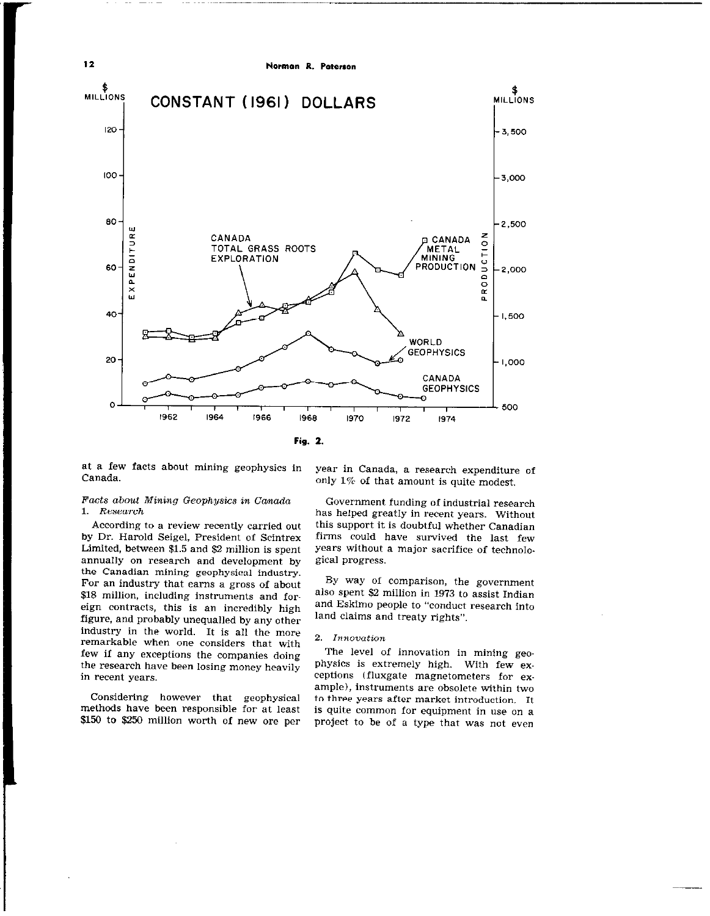Fig. 2.

at a few facts about mining geophysics in Canada.

*Facts about Mining Geophysics in Canada*

1. *Research*

According to a review recently carried out by Dr. Harold Seigel, President of Scintrex Limited, between $1.5 and $2 million is spent annually on research and development by the Canadian mining geophysical industry. For an industry that earns a gross of about $18 million, including instruments and foreign contracts, this is an incredibly high figure, and probably unequalled by any other industry in the world. It is all the more remarkable when one considers that with few if any exceptions the companies doing the research have been losing money heavily in recent years.

Considering however that geophysical methods have been responsible for at least $150 to $250 million worth of new ore per year in Canada, a research expenditure of only 1% of that amount is quite modest.

Government funding of industrial research has helped greatly in recent years. Without this support it is doubtful whether Canadian firms could have survived the last few years without a major sacrifice of technological progress.

By way of comparison, the government also spent $2 million in 1973 to assist Indian and Eskimo people to "conduct research into land claims and treaty rights".

2. *Innovation*

The level of innovation in mining geophysics is extremely high. With few exceptions (fluxgate magnetometers for example), instruments are obsolete within two to three years after market introduction. It is quite common for equipment in use on a project to be of a type that was not even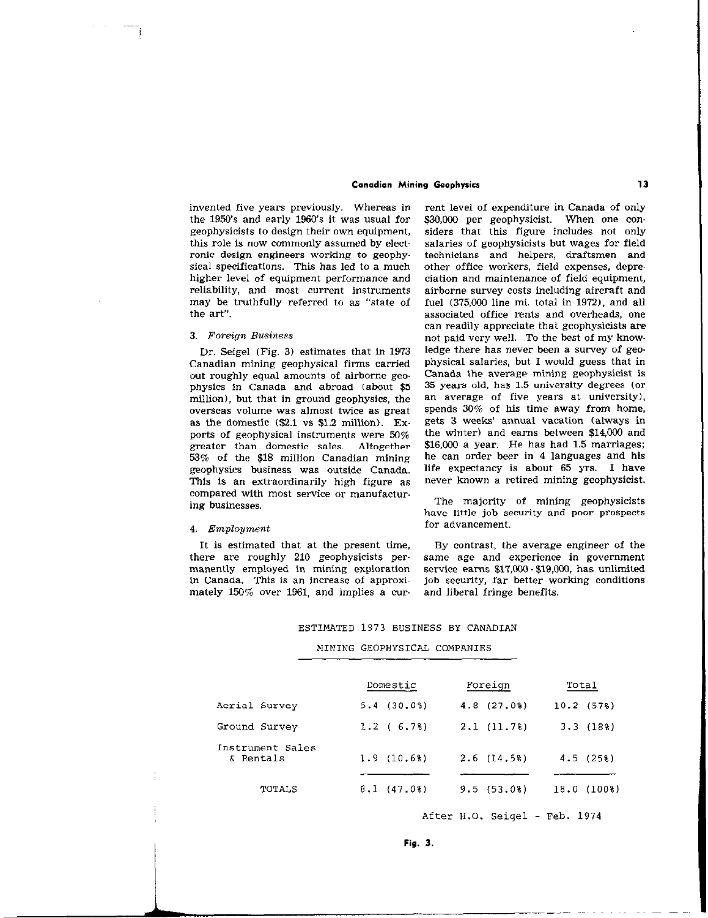invented five years previously. Whereas in the 1950's and early 1960's it was usual for geophysicists to design their own equipment, this role is now commonly assumed by electronic design engineers working to geophysical specifications. This has led to a much higher level of equipment performance and reliability, and most current instruments may be truthfully referred to as "state of the art".

### 3. *Foreign Business*

Dr. Seigel (Fig. 3) estimates that in 1973 Canadian mining geophysical firms carried out roughly equal amounts of airborne geophysics in Canada and abroad (about $5 million), but that in ground geophysics, the overseas volume was almost twice as great as the domestic ($2.1 vs $1.2 million). Exports of geophysical instruments were 50% greater than domestic sales. Altogether 53% of the $18 million Canadian mining geophysics business was outside Canada. This is an extraordinarily high figure as compared with most service or manufacturing businesses.

### 4. *Employment*

It is estimated that at the present time, there are roughly 210 geophysicists permanently employed in mining exploration in Canada. This is an increase of approximately 150% over 1961, and implies a current level of expenditure in Canada of only $30,000 per geophysicist. When one considers that this figure includes not only salaries of geophysicists but wages for field technicians and helpers, draftsmen and other office workers, field expenses, depreciation and maintenance of field equipment, airborne survey costs including aircraft and fuel (375,000 line mi. total in 1972), and all associated office rents and overheads, one can readily appreciate that geophysicists are not paid very well. To the best of my knowledge there has never been a survey of geophysical salaries, but I would guess that in Canada the average mining geophysicist is 35 years old, has 1.5 university degrees (or an average of five years at university), spends 30% of his time away from home, gets 3 weeks' annual vacation (always in the winter) and earns between $14,000 and $16,000 a year. He has had 1.5 marriages; he can order beer in 4 languages and his life expectancy is about 65 yrs. I have never known a retired mining geophysicist.

The majority of mining geophysicists have little job security and poor prospects for advancement.

By contrast, the average engineer of the same age and experience in government service earns $17,000 - $19,000, has unlimited job security, far better working conditions and liberal fringe benefits.

ESTIMATED 1973 BUSINESS BY CANADIAN MINING GEOPHYSICAL COMPANIES

| | Domestic | Foreign | Total |
|---|---|---|---|
| Aerial Survey | 5.4 (30.0%) | 4.8 (27.0%) | 10.2 (57%) |
| Ground Survey | 1.2 ( 6.7%) | 2.1 (11.7%) | 3.3 (18%) |
| Instrument Sales & Rentals | 1.9 (10.6%) | 2.6 (14.5%) | 4.5 (25%) |
| TOTALS | 8.1 (47.0%) | 9.5 (53.0%) | 18.0 (100%) |

After H.O. Seigel - Feb. 1974

**Fig. 3.**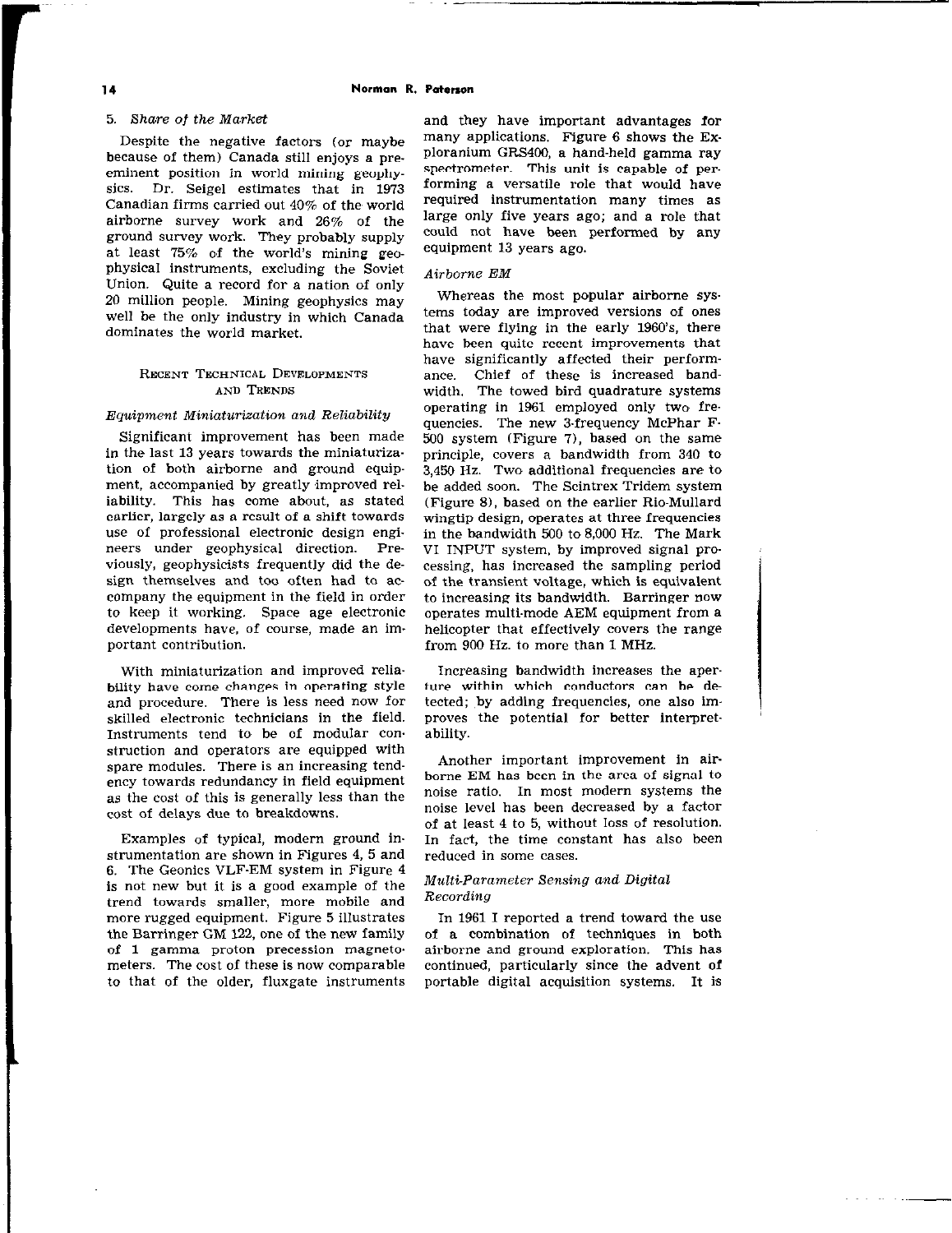### 5. *Share of the Market*

Despite the negative factors (or maybe because of them) Canada still enjoys a preeminent position in world mining geophysics. Dr. Seigel estimates that in 1973 Canadian firms carried out 40% of the world airborne survey work and 26% of the ground survey work. They probably supply at least 75% of the world's mining geophysical instruments, excluding the Soviet Union. Quite a record for a nation of only 20 million people. Mining geophysics may well be the only industry in which Canada dominates the world market.

## Recent Technical Developments and Trends

### *Equipment Miniaturization and Reliability*

Significant improvement has been made in the last 13 years towards the miniaturization of both airborne and ground equipment, accompanied by greatly improved reliability. This has come about, as stated earlier, largely as a result of a shift towards use of professional electronic design engineers under geophysical direction. Previously, geophysicists frequently did the design themselves and too often had to accompany the equipment in the field in order to keep it working. Space age electronic developments have, of course, made an important contribution.

With miniaturization and improved reliability have come changes in operating style and procedure. There is less need now for skilled electronic technicians in the field. Instruments tend to be of modular construction and operators are equipped with spare modules. There is an increasing tendency towards redundancy in field equipment as the cost of this is generally less than the cost of delays due to breakdowns.

Examples of typical, modern ground instrumentation are shown in Figures 4, 5 and 6. The Geonics VLF-EM system in Figure 4 is not new but it is a good example of the trend towards smaller, more mobile and more rugged equipment. Figure 5 illustrates the Barringer GM 122, one of the new family of 1 gamma proton precession magnetometers. The cost of these is now comparable to that of the older, fluxgate instruments and they have important advantages for many applications. Figure 6 shows the Exploranium GRS400, a hand-held gamma ray spectrometer. This unit is capable of performing a versatile role that would have required instrumentation many times as large only five years ago; and a role that could not have been performed by any equipment 13 years ago.

### *Airborne EM*

Whereas the most popular airborne systems today are improved versions of ones that were flying in the early 1960's, there have been quite recent improvements that have significantly affected their performance. Chief of these is increased bandwidth. The towed bird quadrature systems operating in 1961 employed only two frequencies. The new 3-frequency McPhar F-500 system (Figure 7), based on the same principle, covers a bandwidth from 340 to 3,450 Hz. Two additional frequencies are to be added soon. The Scintrex Tridem system (Figure 8), based on the earlier Rio-Mullard wingtip design, operates at three frequencies in the bandwidth 500 to 8,000 Hz. The Mark VI INPUT system, by improved signal processing, has increased the sampling period of the transient voltage, which is equivalent to increasing its bandwidth. Barringer now operates multi-mode AEM equipment from a helicopter that effectively covers the range from 900 Hz. to more than 1 MHz.

Increasing bandwidth increases the aperture within which conductors can be detected; by adding frequencies, one also improves the potential for better interpretability.

Another important improvement in airborne EM has been in the area of signal to noise ratio. In most modern systems the noise level has been decreased by a factor of at least 4 to 5, without loss of resolution. In fact, the time constant has also been reduced in some cases.

### *Multi-Parameter Sensing and Digital Recording*

In 1961 I reported a trend toward the use of a combination of techniques in both airborne and ground exploration. This has continued, particularly since the advent of portable digital acquisition systems. It is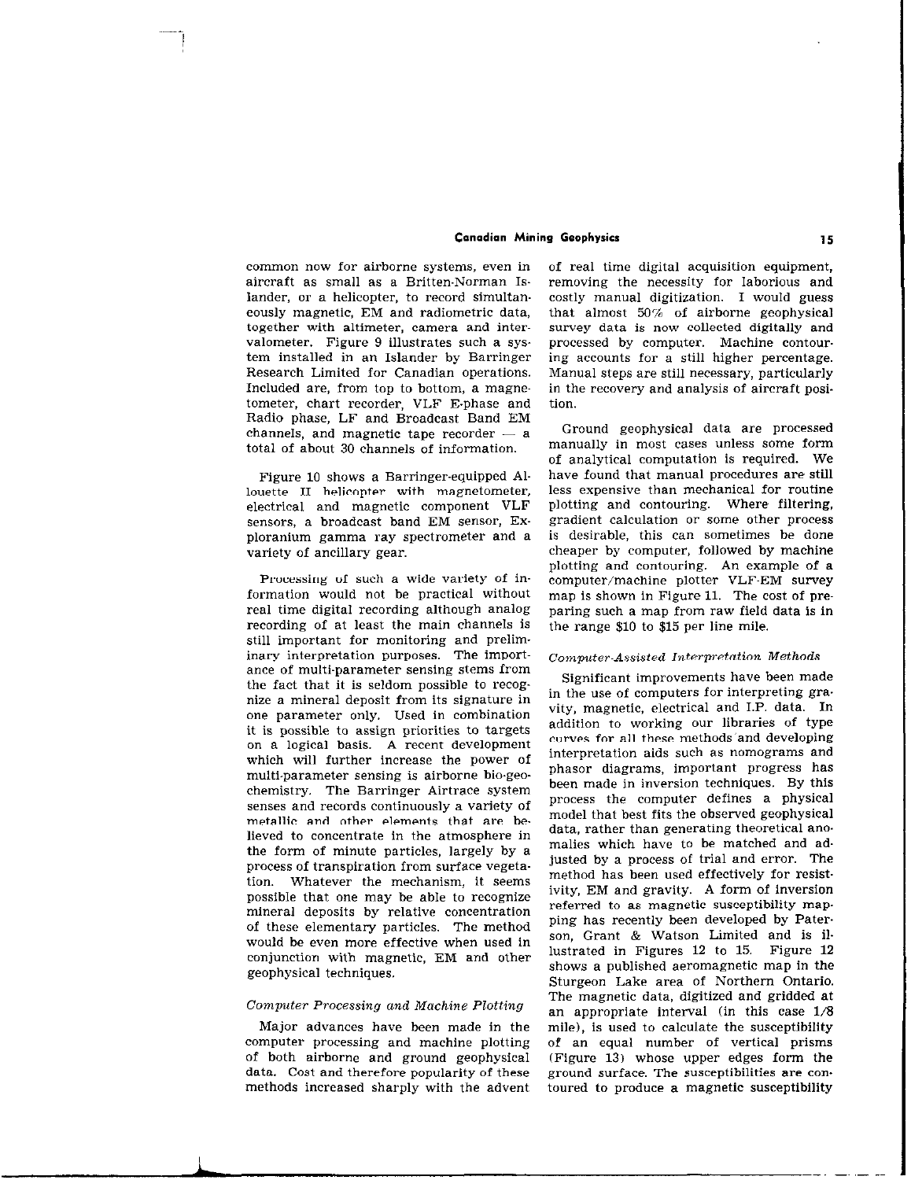common now for airborne systems, even in aircraft as small as a Britten-Norman Islander, or a helicopter, to record simultaneously magnetic, EM and radiometric data, together with altimeter, camera and intervalometer. Figure 9 illustrates such a system installed in an Islander by Barringer Research Limited for Canadian operations. Included are, from top to bottom, a magnetometer, chart recorder, VLF E-phase and Radio phase, LF and Broadcast Band EM channels, and magnetic tape recorder — a total of about 30 channels of information.

Figure 10 shows a Barringer-equipped Alouette II helicopter with magnetometer, electrical and magnetic component VLF sensors, a broadcast band EM sensor, Exploranium gamma ray spectrometer and a variety of ancillary gear.

Processing of such a wide variety of information would not be practical without real time digital recording although analog recording of at least the main channels is still important for monitoring and preliminary interpretation purposes. The importance of multi-parameter sensing stems from the fact that it is seldom possible to recognize a mineral deposit from its signature in one parameter only. Used in combination it is possible to assign priorities to targets on a logical basis. A recent development which will further increase the power of multi-parameter sensing is airborne bio-geochemistry. The Barringer Airtrace system senses and records continuously a variety of metallic and other elements that are believed to concentrate in the atmosphere in the form of minute particles, largely by a process of transpiration from surface vegetation. Whatever the mechanism, it seems possible that one may be able to recognize mineral deposits by relative concentration of these elementary particles. The method would be even more effective when used in conjunction with magnetic, EM and other geophysical techniques.

### *Computer Processing and Machine Plotting*

Major advances have been made in the computer processing and machine plotting of both airborne and ground geophysical data. Cost and therefore popularity of these methods increased sharply with the advent of real time digital acquisition equipment, removing the necessity for laborious and costly manual digitization. I would guess that almost 50% of airborne geophysical survey data is now collected digitally and processed by computer. Machine contouring accounts for a still higher percentage. Manual steps are still necessary, particularly in the recovery and analysis of aircraft position.

Ground geophysical data are processed manually in most cases unless some form of analytical computation is required. We have found that manual procedures are still less expensive than mechanical for routine plotting and contouring. Where filtering, gradient calculation or some other process is desirable, this can sometimes be done cheaper by computer, followed by machine plotting and contouring. An example of a computer/machine plotter VLF-EM survey map is shown in Figure 11. The cost of preparing such a map from raw field data is in the range $10 to $15 per line mile.

### *Computer-Assisted Interpretation Methods*

Significant improvements have been made in the use of computers for interpreting gravity, magnetic, electrical and I.P. data. In addition to working our libraries of type curves for all these methods and developing interpretation aids such as nomograms and phasor diagrams, important progress has been made in inversion techniques. By this process the computer defines a physical model that best fits the observed geophysical data, rather than generating theoretical anomalies which have to be matched and adjusted by a process of trial and error. The method has been used effectively for resistivity, EM and gravity. A form of inversion referred to as magnetic susceptibility mapping has recently been developed by Paterson, Grant & Watson Limited and is illustrated in Figures 12 to 15. Figure 12 shows a published aeromagnetic map in the Sturgeon Lake area of Northern Ontario. The magnetic data, digitized and gridded at an appropriate interval (in this case 1/8 mile), is used to calculate the susceptibility of an equal number of vertical prisms (Figure 13) whose upper edges form the ground surface. The susceptibilities are contoured to produce a magnetic susceptibility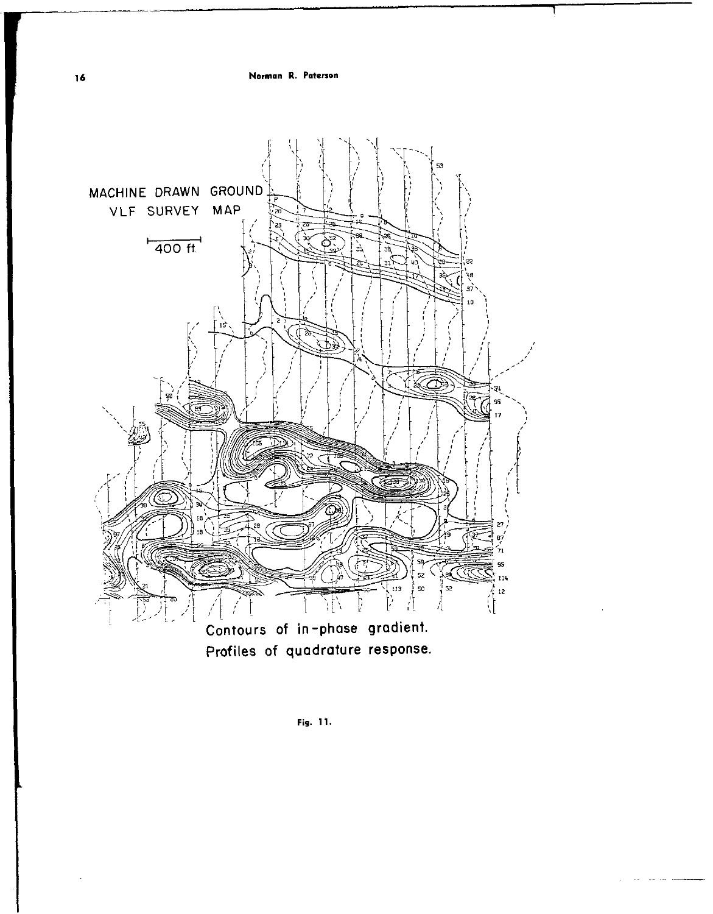MACHINE DRAWN GROUND VLF SURVEY MAP

400 ft.

Contours of in-phase gradient.
Profiles of quadrature response.

Fig. 11.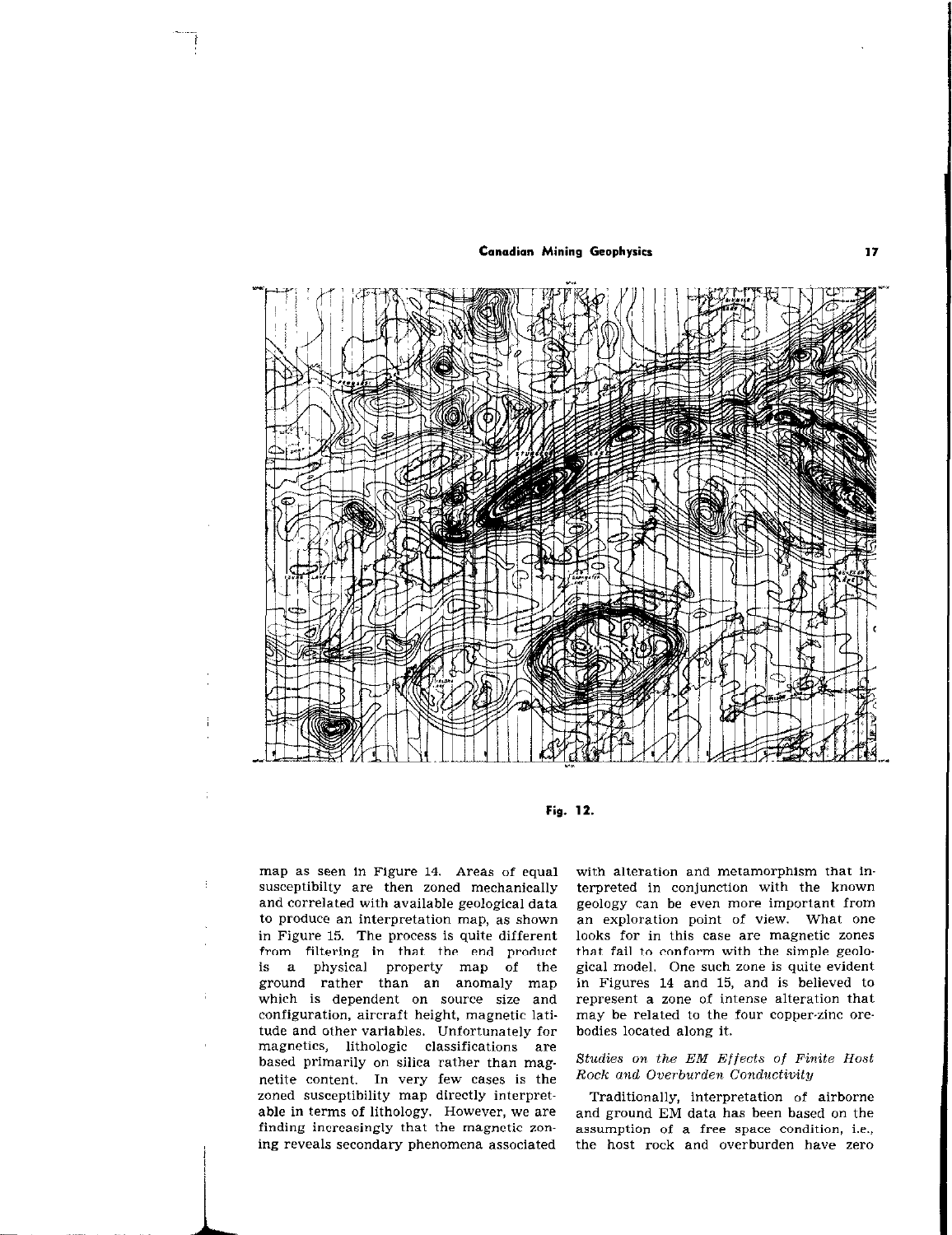Fig. 12.

map as seen in Figure 14. Areas of equal susceptibilty are then zoned mechanically and correlated with available geological data to produce an interpretation map, as shown in Figure 15. The process is quite different from filtering in that the end product is a physical property map of the ground rather than an anomaly map which is dependent on source size and configuration, aircraft height, magnetic latitude and other variables. Unfortunately for magnetics, lithologic classifications are based primarily on silica rather than magnetite content. In very few cases is the zoned susceptibility map directly interpretable in terms of lithology. However, we are finding increasingly that the magnetic zoning reveals secondary phenomena associated with alteration and metamorphism that interpreted in conjunction with the known geology can be even more important from an exploration point of view. What one looks for in this case are magnetic zones that fail to conform with the simple geological model. One such zone is quite evident in Figures 14 and 15, and is believed to represent a zone of intense alteration that may be related to the four copper-zinc orebodies located along it.

### *Studies on the EM Effects of Finite Host Rock and Overburden Conductivity*

Traditionally, interpretation of airborne and ground EM data has been based on the assumption of a free space condition, i.e., the host rock and overburden have zero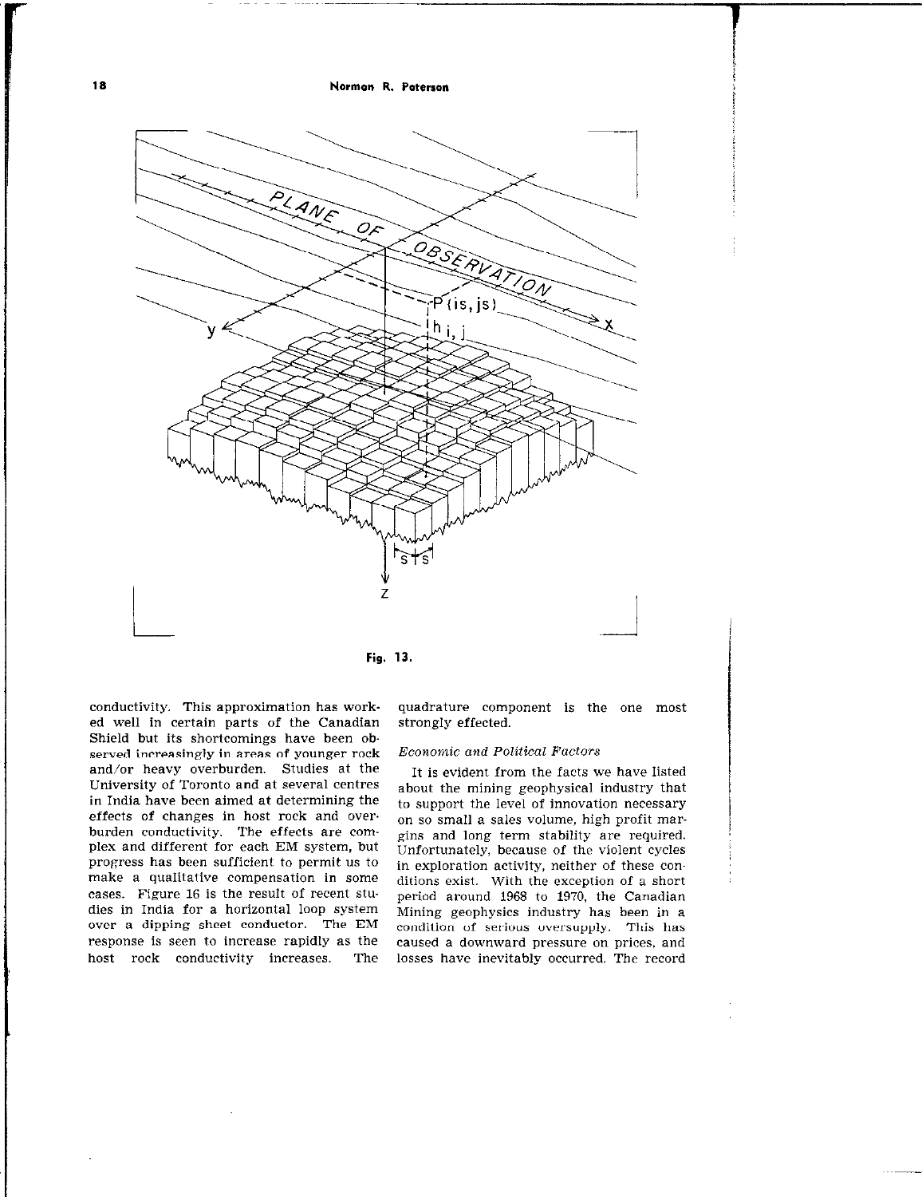Fig. 13.

conductivity. This approximation has worked well in certain parts of the Canadian Shield but its shortcomings have been observed increasingly in areas of younger rock and/or heavy overburden. Studies at the University of Toronto and at several centres in India have been aimed at determining the effects of changes in host rock and overburden conductivity. The effects are complex and different for each EM system, but progress has been sufficient to permit us to make a qualitative compensation in some cases. Figure 16 is the result of recent studies in India for a horizontal loop system over a dipping sheet conductor. The EM response is seen to increase rapidly as the host rock conductivity increases. The quadrature component is the one most strongly effected.

*Economic and Political Factors*

It is evident from the facts we have listed about the mining geophysical industry that to support the level of innovation necessary on so small a sales volume, high profit margins and long term stability are required. Unfortunately, because of the violent cycles in exploration activity, neither of these conditions exist. With the exception of a short period around 1968 to 1970, the Canadian Mining geophysics industry has been in a condition of serious oversupply. This has caused a downward pressure on prices, and losses have inevitably occurred. The record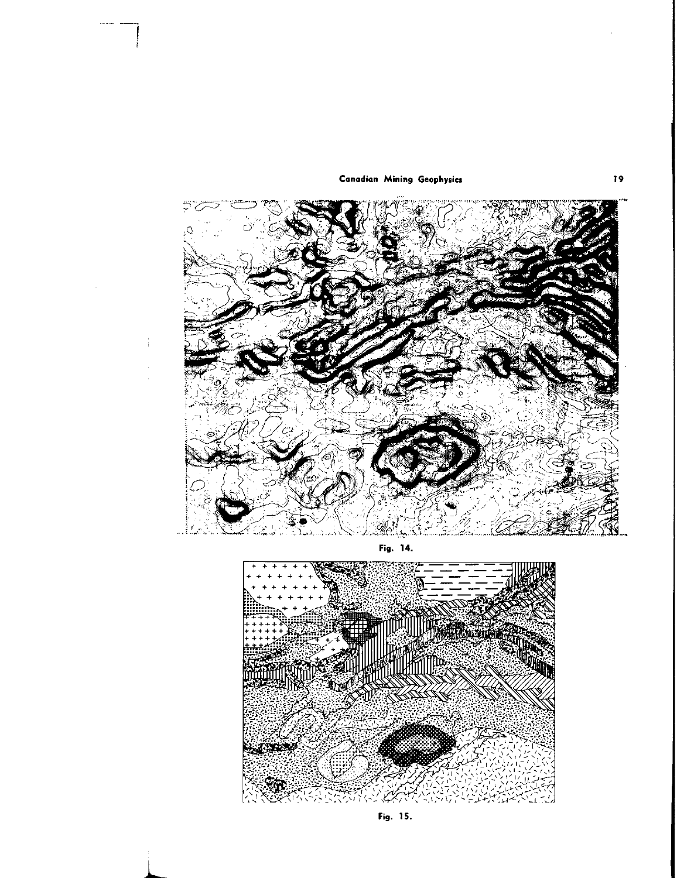Fig. 14.

Fig. 15.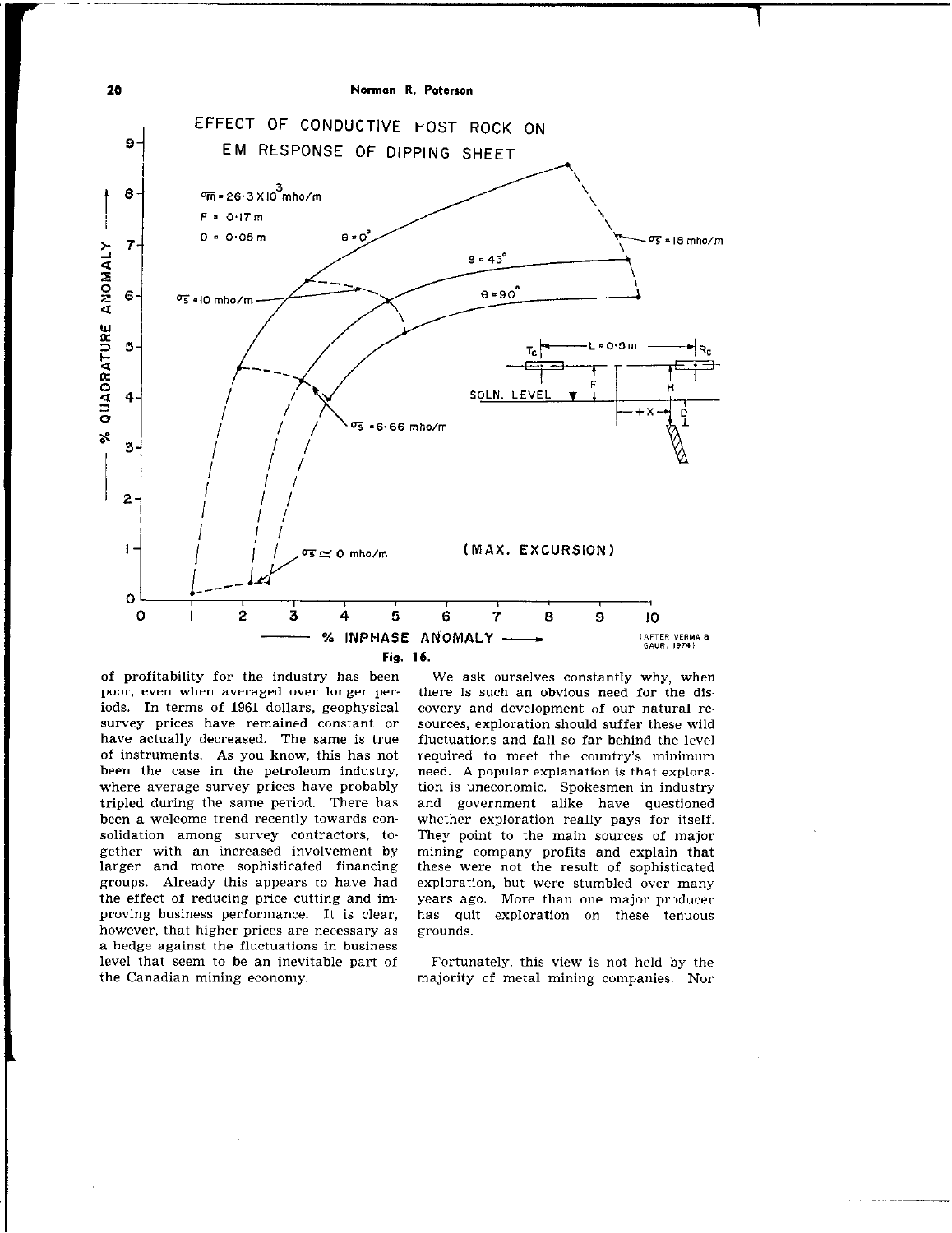Fig. 16.

of profitability for the industry has been poor, even when averaged over longer periods. In terms of 1961 dollars, geophysical survey prices have remained constant or have actually decreased. The same is true of instruments. As you know, this has not been the case in the petroleum industry, where average survey prices have probably tripled during the same period. There has been a welcome trend recently towards consolidation among survey contractors, together with an increased involvement by larger and more sophisticated financing groups. Already this appears to have had the effect of reducing price cutting and improving business performance. It is clear, however, that higher prices are necessary as a hedge against the fluctuations in business level that seem to be an inevitable part of the Canadian mining economy.

We ask ourselves constantly why, when there is such an obvious need for the discovery and development of our natural resources, exploration should suffer these wild fluctuations and fall so far behind the level required to meet the country's minimum need. A popular explanation is that exploration is uneconomic. Spokesmen in industry and government alike have questioned whether exploration really pays for itself. They point to the main sources of major mining company profits and explain that these were not the result of sophisticated exploration, but were stumbled over many years ago. More than one major producer has quit exploration on these tenuous grounds.

Fortunately, this view is not held by the majority of metal mining companies. Nor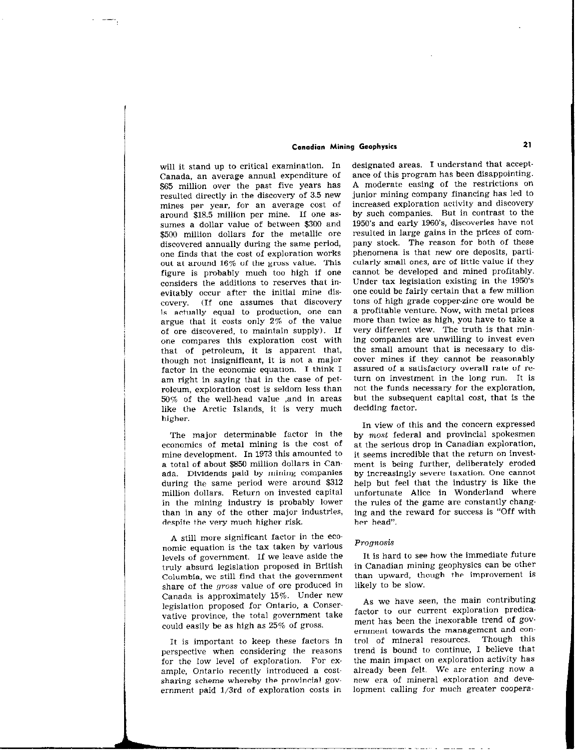will it stand up to critical examination. In Canada, an average annual expenditure of $65 million over the past five years has resulted directly in the discovery of 3.5 new mines per year, for an average cost of around $18.5 million per mine. If one assumes a dollar value of between $300 and $500 million dollars for the metallic ore discovered annually during the same period, one finds that the cost of exploration works out at around 16% of the gross value. This figure is probably much too high if one considers the additions to reserves that inevitably occur after the initial mine discovery. (If one assumes that discovery is actually equal to production, one can argue that it costs only 2% of the value of ore discovered, to maintain supply). If one compares this exploration cost with that of petroleum, it is apparent that, though not insignificant, it is not a major factor in the economic equation. I think I am right in saying that in the case of petroleum, exploration cost is seldom less than 50% of the well-head value ,and in areas like the Arctic Islands, it is very much higher.

The major determinable factor in the economics of metal mining is the cost of mine development. In 1973 this amounted to a total of about $850 million dollars in Canada. Dividends paid by mining companies during the same period were around $312 million dollars. Return on invested capital in the mining industry is probably lower than in any of the other major industries, despite the very much higher risk.

A still more significant factor in the economic equation is the tax taken by various levels of government. If we leave aside the truly absurd legislation proposed in British Columbia, we still find that the government share of the *gross* value of ore produced in Canada is approximately 15%. Under new legislation proposed for Ontario, a Conservative province, the total government take could easily be as high as 25% of gross.

It is important to keep these factors in perspective when considering the reasons for the low level of exploration. For example, Ontario recently introduced a cost-sharing scheme whereby the provincial government paid 1/3rd of exploration costs in designated areas. I understand that acceptance of this program has been disappointing. A moderate easing of the restrictions on junior mining company financing has led to increased exploration activity and discovery by such companies. But in contrast to the 1950's and early 1960's, discoveries have not resulted in large gains in the prices of company stock. The reason for both of these phenomena is that new ore deposits, particularly small ones, are of little value if they cannot be developed and mined profitably. Under tax legislation existing in the 1950's one could be fairly certain that a few million tons of high grade copper-zinc ore would be a profitable venture. Now, with metal prices more than twice as high, you have to take a very different view. The truth is that mining companies are unwilling to invest even the small amount that is necessary to discover mines if they cannot be reasonably assured of a satisfactory overall rate of return on investment in the long run. It is not the funds necessary for the exploration, but the subsequent capital cost, that is the deciding factor.

In view of this and the concern expressed by *most* federal and provincial spokesmen at the serious drop in Canadian exploration, it seems incredible that the return on investment is being further, deliberately eroded by increasingly severe taxation. One cannot help but feel that the industry is like the unfortunate Alice in Wonderland where the rules of the game are constantly changing and the reward for success is "Off with her head".

### *Prognosis*

It is hard to see how the immediate future in Canadian mining geophysics can be other than upward, though the improvement is likely to be slow.

As we have seen, the main contributing factor to our current exploration predicament has been the inexorable trend of government towards the management and control of mineral resources. Though this trend is bound to continue, I believe that the main impact on exploration activity has already been felt. We are entering now a new era of mineral exploration and development calling for much greater coopera-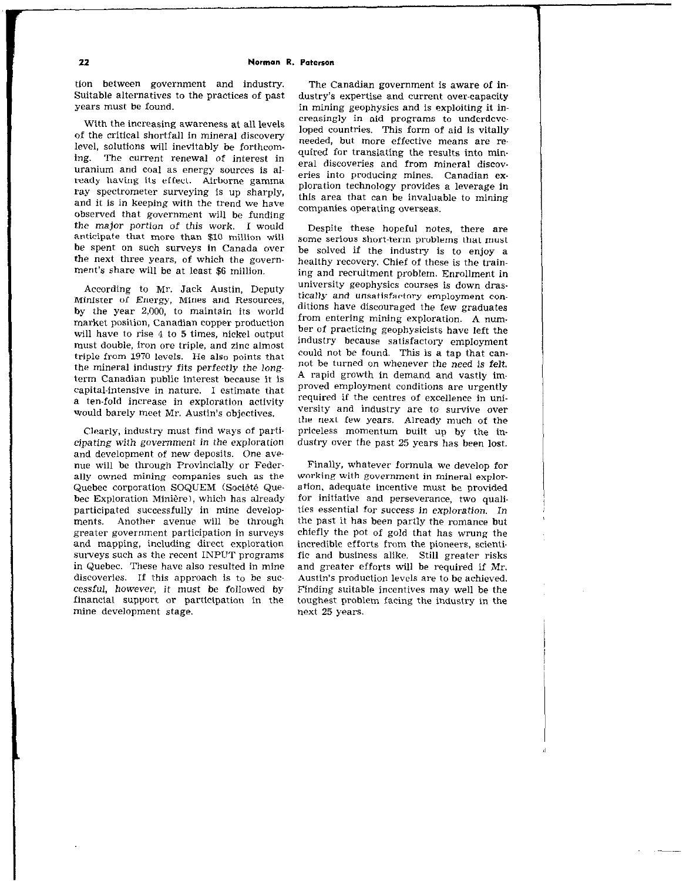tion between government and industry. Suitable alternatives to the practices of past years must be found.

With the increasing awareness at all levels of the critical shortfall in mineral discovery level, solutions will inevitably be forthcoming. The current renewal of interest in uranium and coal as energy sources is already having its effect. Airborne gamma ray spectrometer surveying is up sharply, and it is in keeping with the trend we have observed that government will be funding the *major portion* of this work. I would anticipate that more than $10 million will be spent on such surveys in Canada over the next three years, of which the government's share will be at least $6 million.

According to Mr. Jack Austin, Deputy Minister of Energy, Mines and Resources, by the year 2,000, to maintain its world market position, Canadian copper production will have to rise 4 to 5 times, nickel output must double, iron ore triple, and zinc almost triple from 1970 levels. He also points that the mineral industry *fits perfectly the long-term Canadian public interest* because it is capital-intensive in nature. I estimate that a ten-fold increase in exploration activity would barely meet Mr. Austin's objectives.

Clearly, industry must find ways of *participating with government in the exploration* and development of new deposits. One avenue will be through Provincially or Federally owned mining companies such as the Quebec corporation SOQUEM (Société Quebec Exploration Minière), which has already participated successfully in mine developments. Another avenue will be through greater government participation in surveys and mapping, including direct exploration surveys such as the recent INPUT programs in Quebec. These have also resulted in mine discoveries. If this approach is to be successful, *however*, it must be followed by financial support or participation in the mine development stage.

The Canadian government is aware of industry's expertise and current over-capacity in mining geophysics and is exploiting it increasingly in aid programs to underdeveloped countries. This form of aid is vitally needed, but more effective means are required for translating the results into mineral discoveries and from mineral discoveries into producing mines. Canadian exploration technology provides a leverage in this area that can be invaluable to mining companies operating overseas.

Despite these hopeful notes, there are some serious short-term problems that must be solved if the industry is to enjoy a healthy recovery. Chief of these is the training and recruitment problem. Enrollment in university geophysics courses is down drastically and unsatisfactory employment conditions have discouraged the few graduates from entering mining exploration. A number of practicing geophysicists have left the industry because satisfactory employment could not be found. This is a tap that cannot be turned on whenever the *need is felt*. A rapid growth in demand and vastly improved employment conditions are urgently required if the centres of excellence in university and industry are to survive over the next few years. Already much of the priceless momentum built up by the industry over the past 25 years has been lost.

Finally, whatever formula we develop for working with government in mineral exploration, adequate incentive must be provided for initiative and perseverance, two qualities essential for *success in exploration*. *In* the past it has been partly the romance but chiefly the pot of gold that has wrung the incredible efforts from the pioneers, scientific and business alike. Still greater risks and greater efforts will be required if Mr. Austin's production levels are to be achieved. Finding suitable incentives may well be the toughest problem facing the industry in the next 25 years.